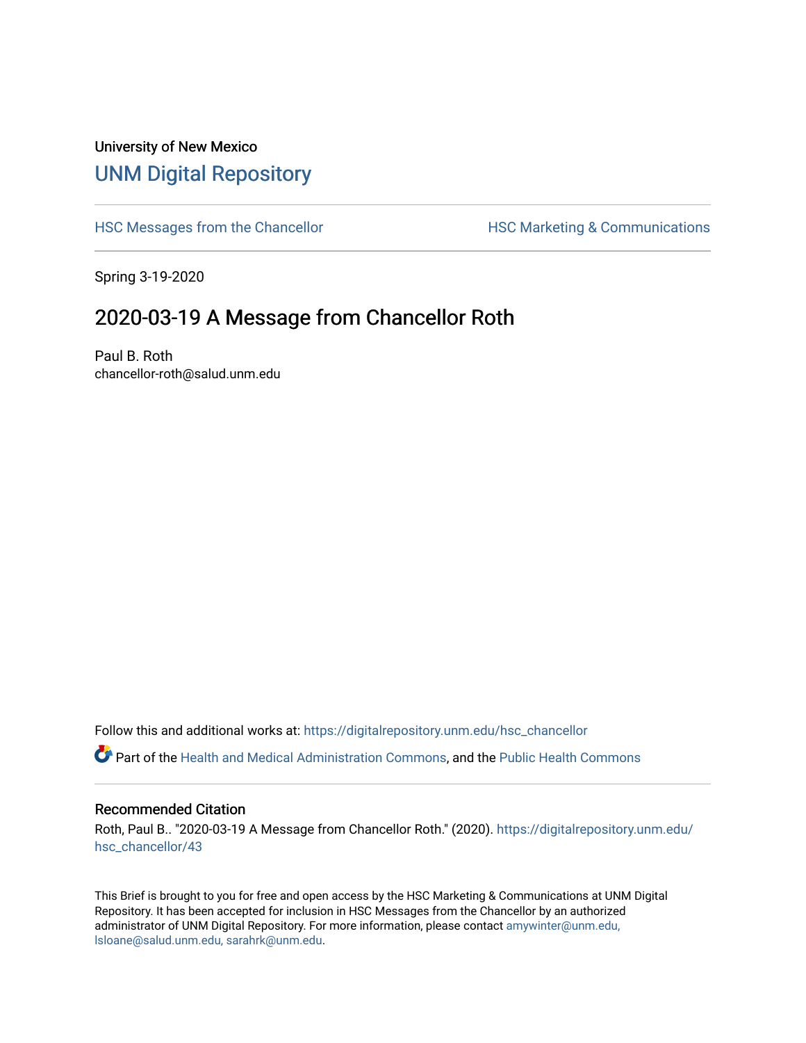University of New Mexico

# UNM Digital Repository

HSC Messages from the Chancellor

HSC Marketing & Communications

Spring 3-19-2020

## 2020-03-19 A Message from Chancellor Roth

Paul B. Roth
chancellor-roth@salud.unm.edu

Follow this and additional works at: https://digitalrepository.unm.edu/hsc_chancellor

Part of the Health and Medical Administration Commons, and the Public Health Commons

### Recommended Citation

Roth, Paul B.. "2020-03-19 A Message from Chancellor Roth." (2020). https://digitalrepository.unm.edu/hsc_chancellor/43

This Brief is brought to you for free and open access by the HSC Marketing & Communications at UNM Digital Repository. It has been accepted for inclusion in HSC Messages from the Chancellor by an authorized administrator of UNM Digital Repository. For more information, please contact amywinter@unm.edu, lsloane@salud.unm.edu, sarahrk@unm.edu.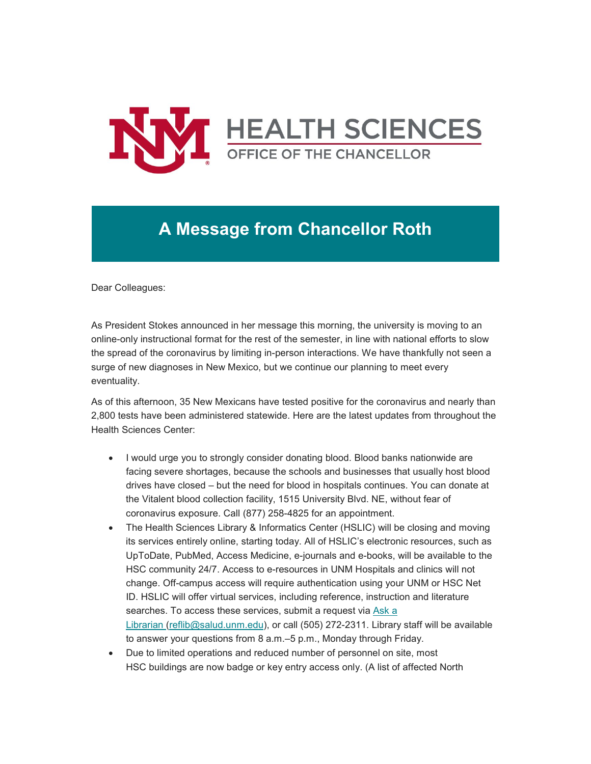# HEALTH SCIENCES

OFFICE OF THE CHANCELLOR

## A Message from Chancellor Roth

Dear Colleagues:

As President Stokes announced in her message this morning, the university is moving to an online-only instructional format for the rest of the semester, in line with national efforts to slow the spread of the coronavirus by limiting in-person interactions. We have thankfully not seen a surge of new diagnoses in New Mexico, but we continue our planning to meet every eventuality.

As of this afternoon, 35 New Mexicans have tested positive for the coronavirus and nearly than 2,800 tests have been administered statewide. Here are the latest updates from throughout the Health Sciences Center:

- I would urge you to strongly consider donating blood. Blood banks nationwide are facing severe shortages, because the schools and businesses that usually host blood drives have closed – but the need for blood in hospitals continues. You can donate at the Vitalent blood collection facility, 1515 University Blvd. NE, without fear of coronavirus exposure. Call (877) 258-4825 for an appointment.
- The Health Sciences Library & Informatics Center (HSLIC) will be closing and moving its services entirely online, starting today. All of HSLIC's electronic resources, such as UpToDate, PubMed, Access Medicine, e-journals and e-books, will be available to the HSC community 24/7. Access to e-resources in UNM Hospitals and clinics will not change. Off-campus access will require authentication using your UNM or HSC Net ID. HSLIC will offer virtual services, including reference, instruction and literature searches. To access these services, submit a request via Ask a Librarian (reflib@salud.unm.edu), or call (505) 272-2311. Library staff will be available to answer your questions from 8 a.m.–5 p.m., Monday through Friday.
- Due to limited operations and reduced number of personnel on site, most HSC buildings are now badge or key entry access only. (A list of affected North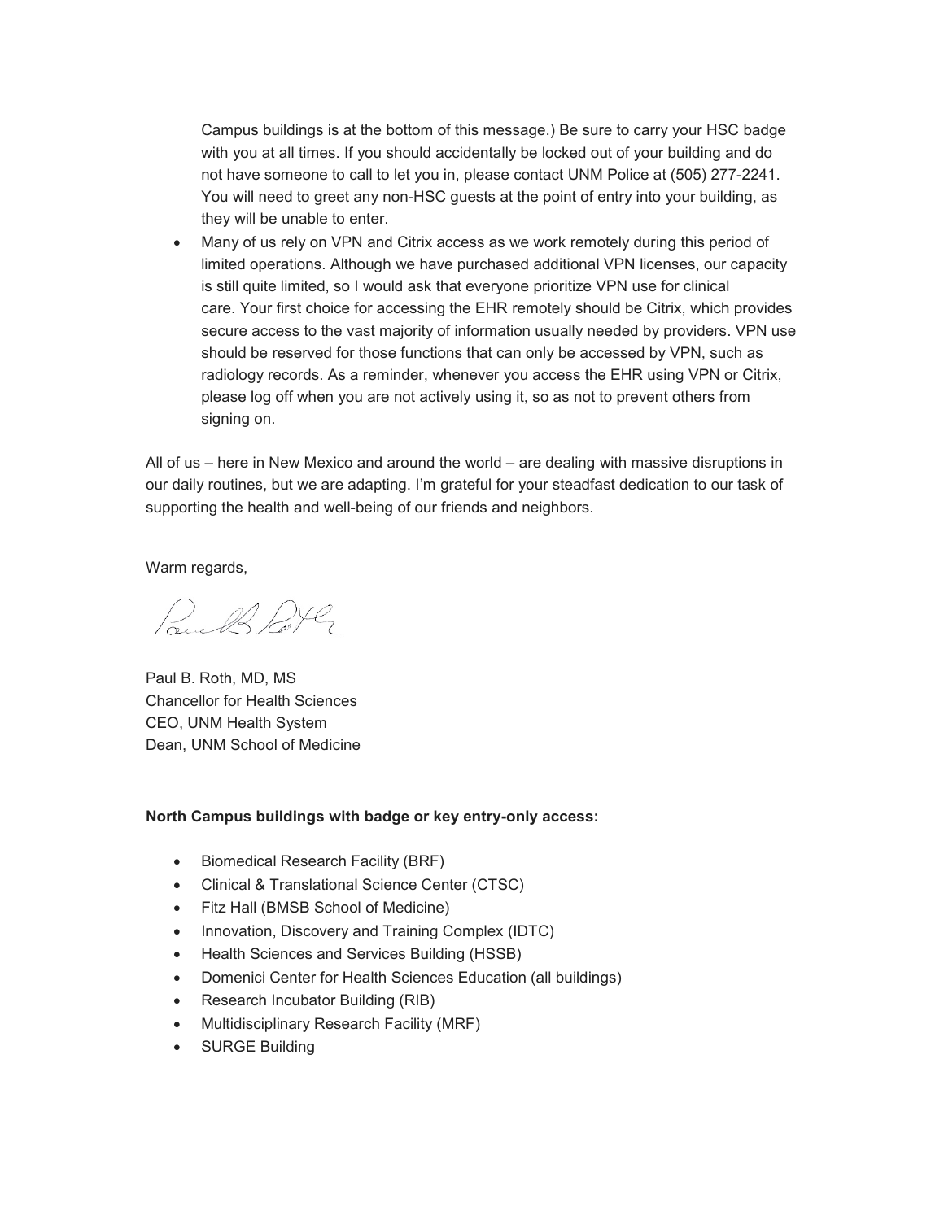Campus buildings is at the bottom of this message.) Be sure to carry your HSC badge with you at all times. If you should accidentally be locked out of your building and do not have someone to call to let you in, please contact UNM Police at (505) 277-2241. You will need to greet any non-HSC guests at the point of entry into your building, as they will be unable to enter.

- Many of us rely on VPN and Citrix access as we work remotely during this period of limited operations. Although we have purchased additional VPN licenses, our capacity is still quite limited, so I would ask that everyone prioritize VPN use for clinical care. Your first choice for accessing the EHR remotely should be Citrix, which provides secure access to the vast majority of information usually needed by providers. VPN use should be reserved for those functions that can only be accessed by VPN, such as radiology records. As a reminder, whenever you access the EHR using VPN or Citrix, please log off when you are not actively using it, so as not to prevent others from signing on.

All of us – here in New Mexico and around the world – are dealing with massive disruptions in our daily routines, but we are adapting. I'm grateful for your steadfast dedication to our task of supporting the health and well-being of our friends and neighbors.

Warm regards,

Paul B. Roth, MD, MS
Chancellor for Health Sciences
CEO, UNM Health System
Dean, UNM School of Medicine

**North Campus buildings with badge or key entry-only access:**

- Biomedical Research Facility (BRF)
- Clinical & Translational Science Center (CTSC)
- Fitz Hall (BMSB School of Medicine)
- Innovation, Discovery and Training Complex (IDTC)
- Health Sciences and Services Building (HSSB)
- Domenici Center for Health Sciences Education (all buildings)
- Research Incubator Building (RIB)
- Multidisciplinary Research Facility (MRF)
- SURGE Building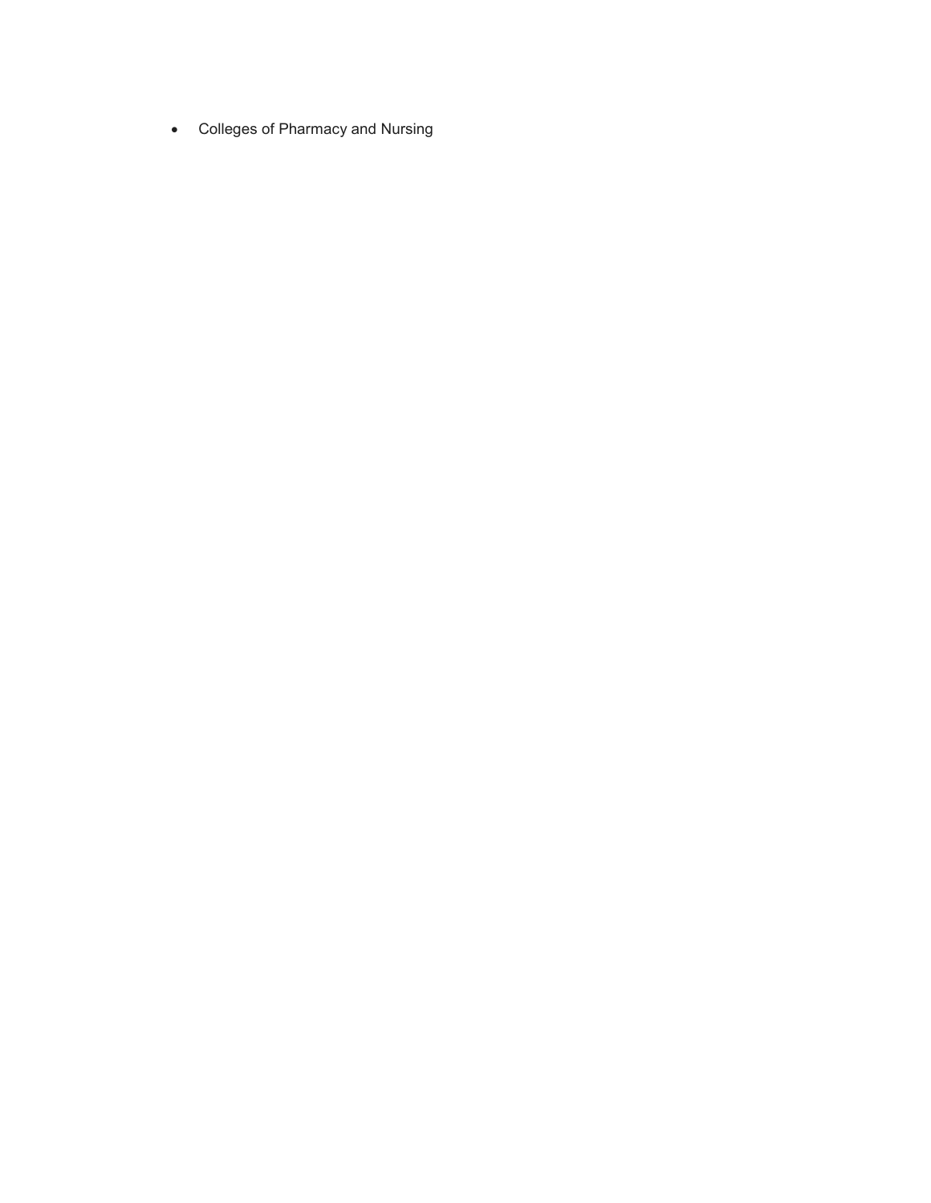- Colleges of Pharmacy and Nursing